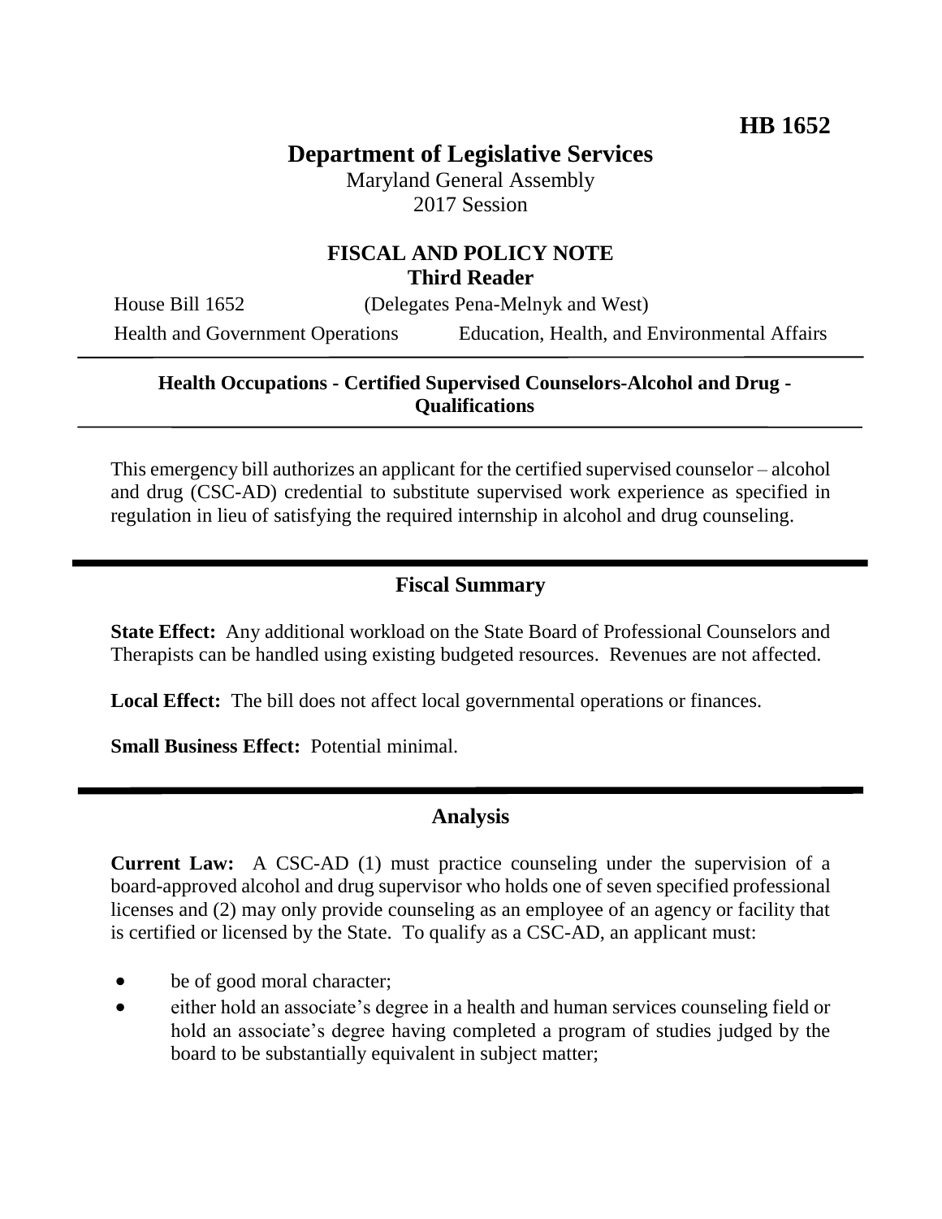**HB 1652**

# Department of Legislative Services

Maryland General Assembly
2017 Session

## FISCAL AND POLICY NOTE
**Third Reader**

House Bill 1652 (Delegates Pena-Melnyk and West)

Health and Government Operations Education, Health, and Environmental Affairs

**Health Occupations - Certified Supervised Counselors-Alcohol and Drug - Qualifications**

This emergency bill authorizes an applicant for the certified supervised counselor – alcohol and drug (CSC-AD) credential to substitute supervised work experience as specified in regulation in lieu of satisfying the required internship in alcohol and drug counseling.

## Fiscal Summary

**State Effect:** Any additional workload on the State Board of Professional Counselors and Therapists can be handled using existing budgeted resources. Revenues are not affected.

**Local Effect:** The bill does not affect local governmental operations or finances.

**Small Business Effect:** Potential minimal.

## Analysis

**Current Law:** A CSC-AD (1) must practice counseling under the supervision of a board-approved alcohol and drug supervisor who holds one of seven specified professional licenses and (2) may only provide counseling as an employee of an agency or facility that is certified or licensed by the State. To qualify as a CSC-AD, an applicant must:

- be of good moral character;
- either hold an associate's degree in a health and human services counseling field or hold an associate's degree having completed a program of studies judged by the board to be substantially equivalent in subject matter;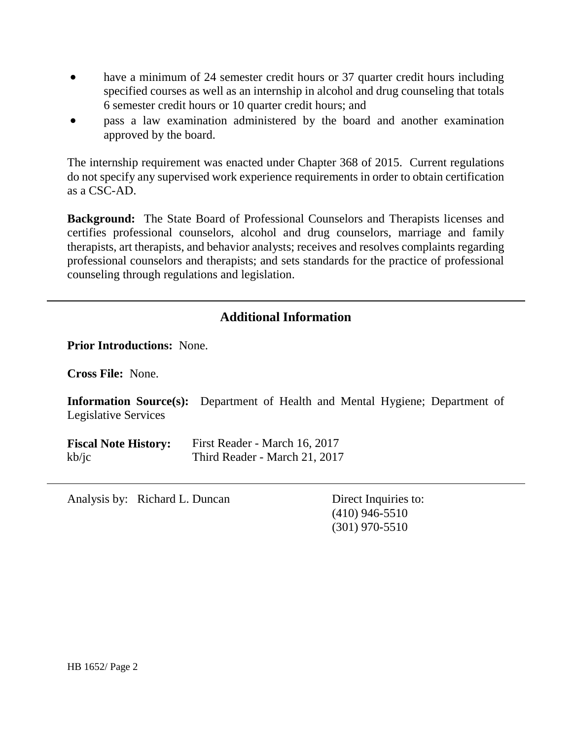- have a minimum of 24 semester credit hours or 37 quarter credit hours including specified courses as well as an internship in alcohol and drug counseling that totals 6 semester credit hours or 10 quarter credit hours; and
- pass a law examination administered by the board and another examination approved by the board.

The internship requirement was enacted under Chapter 368 of 2015. Current regulations do not specify any supervised work experience requirements in order to obtain certification as a CSC-AD.

**Background:** The State Board of Professional Counselors and Therapists licenses and certifies professional counselors, alcohol and drug counselors, marriage and family therapists, art therapists, and behavior analysts; receives and resolves complaints regarding professional counselors and therapists; and sets standards for the practice of professional counseling through regulations and legislation.

## Additional Information

**Prior Introductions:** None.

**Cross File:** None.

**Information Source(s):** Department of Health and Mental Hygiene; Department of Legislative Services

**Fiscal Note History:** First Reader - March 16, 2017
kb/jc Third Reader - March 21, 2017

Analysis by: Richard L. Duncan

Direct Inquiries to:
(410) 946-5510
(301) 970-5510